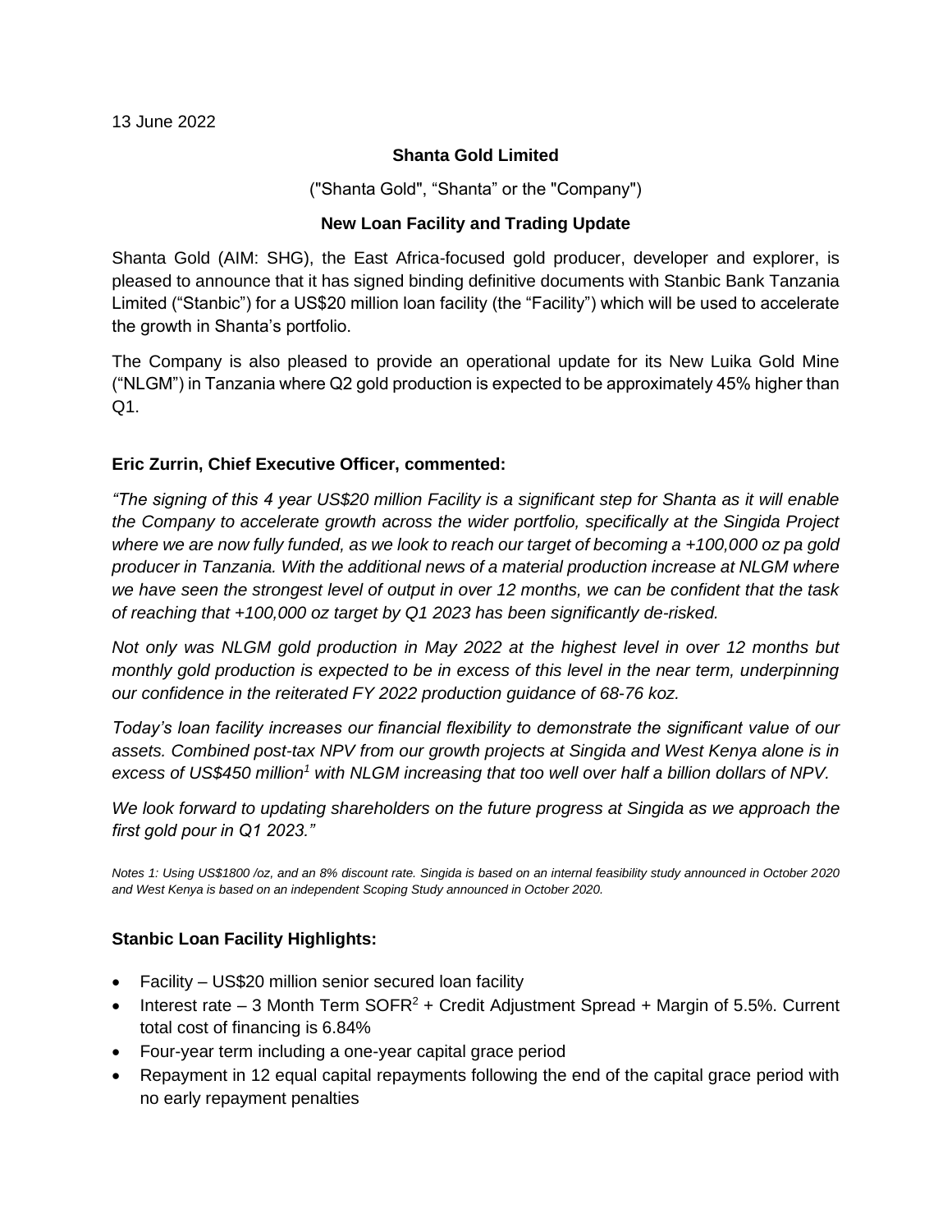13 June 2022

**Shanta Gold Limited**

("Shanta Gold", "Shanta" or the "Company")

**New Loan Facility and Trading Update**

Shanta Gold (AIM: SHG), the East Africa-focused gold producer, developer and explorer, is pleased to announce that it has signed binding definitive documents with Stanbic Bank Tanzania Limited ("Stanbic") for a US$20 million loan facility (the "Facility") which will be used to accelerate the growth in Shanta's portfolio.

The Company is also pleased to provide an operational update for its New Luika Gold Mine ("NLGM") in Tanzania where Q2 gold production is expected to be approximately 45% higher than Q1.

**Eric Zurrin, Chief Executive Officer, commented:**

*"The signing of this 4 year US$20 million Facility is a significant step for Shanta as it will enable the Company to accelerate growth across the wider portfolio, specifically at the Singida Project where we are now fully funded, as we look to reach our target of becoming a +100,000 oz pa gold producer in Tanzania. With the additional news of a material production increase at NLGM where we have seen the strongest level of output in over 12 months, we can be confident that the task of reaching that +100,000 oz target by Q1 2023 has been significantly de-risked.*

*Not only was NLGM gold production in May 2022 at the highest level in over 12 months but monthly gold production is expected to be in excess of this level in the near term, underpinning our confidence in the reiterated FY 2022 production guidance of 68-76 koz.*

*Today's loan facility increases our financial flexibility to demonstrate the significant value of our assets. Combined post-tax NPV from our growth projects at Singida and West Kenya alone is in excess of US$450 million[1] with NLGM increasing that too well over half a billion dollars of NPV.*

*We look forward to updating shareholders on the future progress at Singida as we approach the first gold pour in Q1 2023."*

*Notes 1: Using US$1800 /oz, and an 8% discount rate. Singida is based on an internal feasibility study announced in October 2020 and West Kenya is based on an independent Scoping Study announced in October 2020.*

**Stanbic Loan Facility Highlights:**

- Facility – US$20 million senior secured loan facility
- Interest rate – 3 Month Term SOFR[2] + Credit Adjustment Spread + Margin of 5.5%. Current total cost of financing is 6.84%
- Four-year term including a one-year capital grace period
- Repayment in 12 equal capital repayments following the end of the capital grace period with no early repayment penalties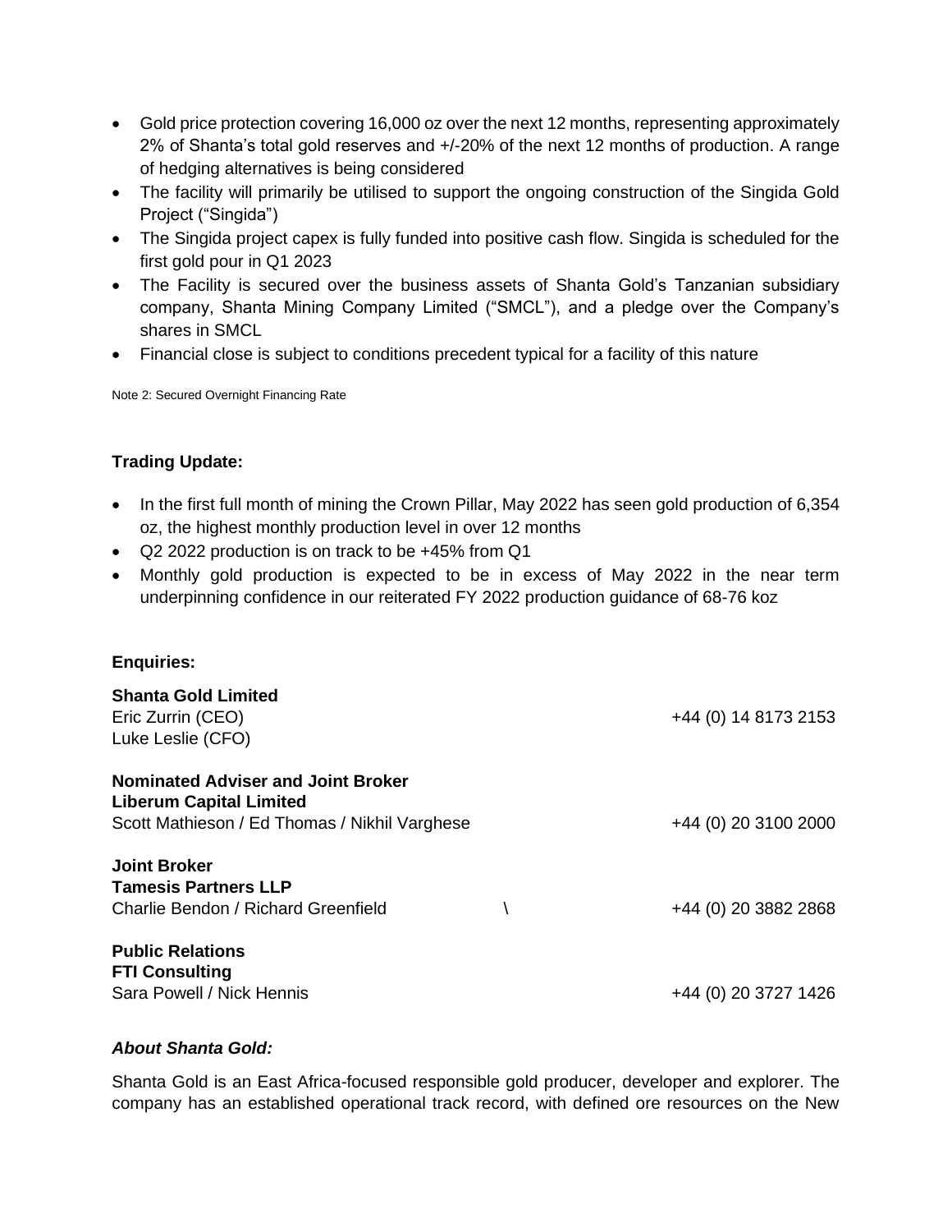- Gold price protection covering 16,000 oz over the next 12 months, representing approximately 2% of Shanta's total gold reserves and +/-20% of the next 12 months of production. A range of hedging alternatives is being considered
- The facility will primarily be utilised to support the ongoing construction of the Singida Gold Project ("Singida")
- The Singida project capex is fully funded into positive cash flow. Singida is scheduled for the first gold pour in Q1 2023
- The Facility is secured over the business assets of Shanta Gold's Tanzanian subsidiary company, Shanta Mining Company Limited ("SMCL"), and a pledge over the Company's shares in SMCL
- Financial close is subject to conditions precedent typical for a facility of this nature

Note 2: Secured Overnight Financing Rate

**Trading Update:**

- In the first full month of mining the Crown Pillar, May 2022 has seen gold production of 6,354 oz, the highest monthly production level in over 12 months
- Q2 2022 production is on track to be +45% from Q1
- Monthly gold production is expected to be in excess of May 2022 in the near term underpinning confidence in our reiterated FY 2022 production guidance of 68-76 koz

**Enquiries:**

| | |
|---|---|
| **Shanta Gold Limited** | |
| Eric Zurrin (CEO) | +44 (0) 14 8173 2153 |
| Luke Leslie (CFO) | |
| **Nominated Adviser and Joint Broker** | |
| **Liberum Capital Limited** | |
| Scott Mathieson / Ed Thomas / Nikhil Varghese | +44 (0) 20 3100 2000 |
| **Joint Broker** | |
| **Tamesis Partners LLP** | |
| Charlie Bendon / Richard Greenfield \ | +44 (0) 20 3882 2868 |
| **Public Relations** | |
| **FTI Consulting** | |
| Sara Powell / Nick Hennis | +44 (0) 20 3727 1426 |

***About Shanta Gold:***

Shanta Gold is an East Africa-focused responsible gold producer, developer and explorer. The company has an established operational track record, with defined ore resources on the New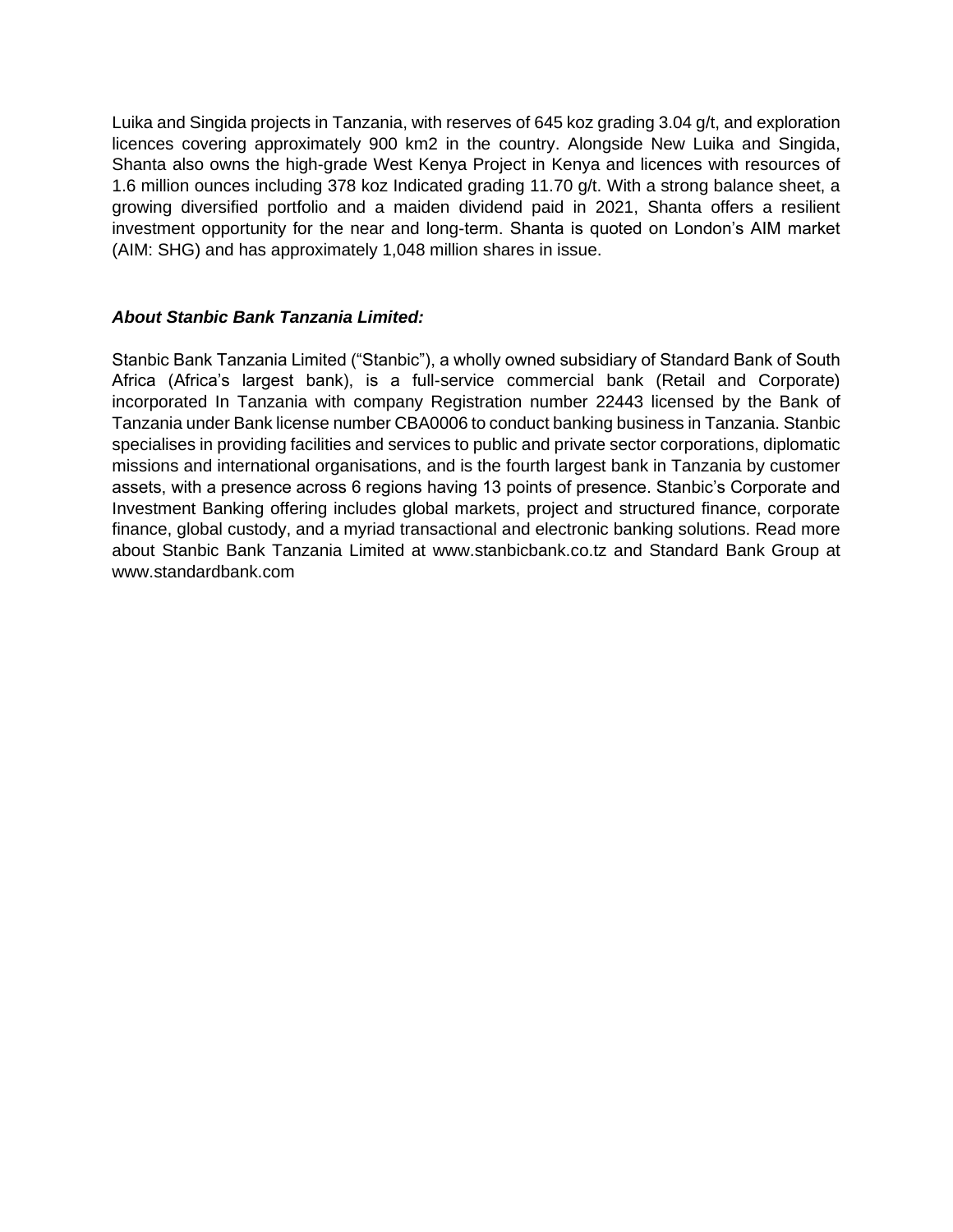Luika and Singida projects in Tanzania, with reserves of 645 koz grading 3.04 g/t, and exploration licences covering approximately 900 km2 in the country. Alongside New Luika and Singida, Shanta also owns the high-grade West Kenya Project in Kenya and licences with resources of 1.6 million ounces including 378 koz Indicated grading 11.70 g/t. With a strong balance sheet, a growing diversified portfolio and a maiden dividend paid in 2021, Shanta offers a resilient investment opportunity for the near and long-term. Shanta is quoted on London's AIM market (AIM: SHG) and has approximately 1,048 million shares in issue.

***About Stanbic Bank Tanzania Limited:***

Stanbic Bank Tanzania Limited ("Stanbic"), a wholly owned subsidiary of Standard Bank of South Africa (Africa's largest bank), is a full-service commercial bank (Retail and Corporate) incorporated In Tanzania with company Registration number 22443 licensed by the Bank of Tanzania under Bank license number CBA0006 to conduct banking business in Tanzania. Stanbic specialises in providing facilities and services to public and private sector corporations, diplomatic missions and international organisations, and is the fourth largest bank in Tanzania by customer assets, with a presence across 6 regions having 13 points of presence. Stanbic's Corporate and Investment Banking offering includes global markets, project and structured finance, corporate finance, global custody, and a myriad transactional and electronic banking solutions. Read more about Stanbic Bank Tanzania Limited at www.stanbicbank.co.tz and Standard Bank Group at www.standardbank.com